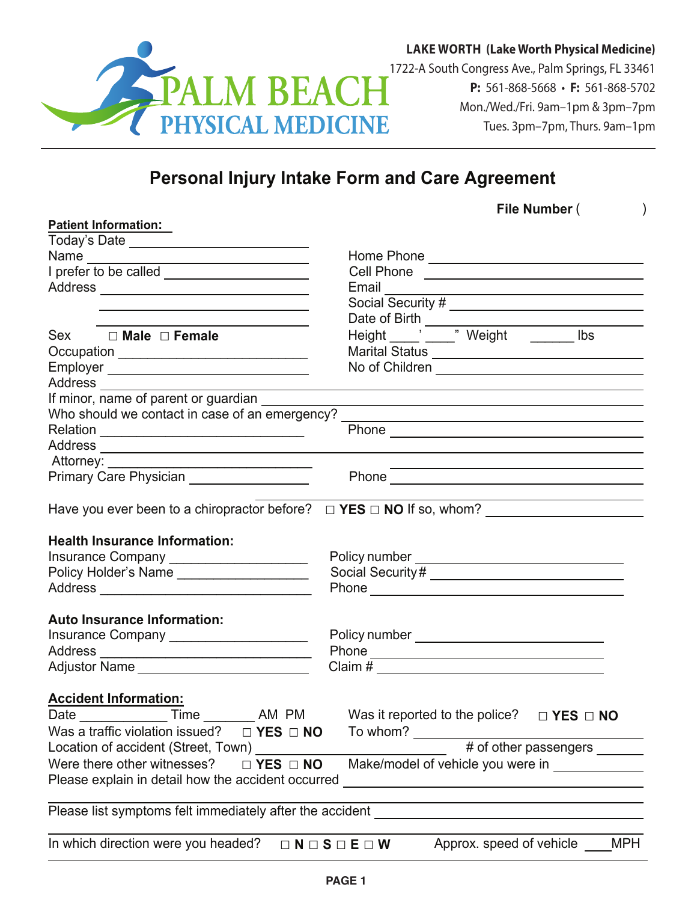PALM BEACH PHYSICAL MEDICINE

**LAKE WORTH (Lake Worth Physical Medicine)**
1722-A South Congress Ave., Palm Springs, FL 33461
**P:** 561-868-5668 • **F:** 561-868-5702
Mon./Wed./Fri. 9am–1pm & 3pm–7pm
Tues. 3pm–7pm, Thurs. 9am–1pm

# Personal Injury Intake Form and Care Agreement

**File Number** (                )

**Patient Information:**

Today's Date ____________________

Name ____________________ Home Phone ____________________

I prefer to be called ____________________ Cell Phone ____________________

Address ____________________ Email ____________________

____________________ Social Security # ____________________

____________________ Date of Birth ____________________

Sex ☐ **Male** ☐ **Female** Height ____' ____" Weight ______ lbs

Occupation ____________________ Marital Status ____________________

Employer ____________________ No of Children ____________________

Address ____________________

If minor, name of parent or guardian ____________________

Who should we contact in case of an emergency? ____________________

Relation ____________________ Phone ____________________

Address ____________________

Attorney: ____________________ ____________________

Primary Care Physician ____________________ Phone ____________________

Have you ever been to a chiropractor before? ☐ **YES** ☐ **NO** If so, whom? ____________________

**Health Insurance Information:**

Insurance Company ____________________ Policy number ____________________

Policy Holder's Name ____________________ Social Security # ____________________

Address ____________________ Phone ____________________

**Auto Insurance Information:**

Insurance Company ____________________ Policy number ____________________

Address ____________________ Phone ____________________

Adjustor Name ____________________ Claim # ____________________

**Accident Information:**

Date ____________ Time _______ AM PM Was it reported to the police? ☐ **YES** ☐ **NO**

Was a traffic violation issued? ☐ **YES** ☐ **NO** To whom? ____________________

Location of accident (Street, Town) ____________________ # of other passengers ______

Were there other witnesses? ☐ **YES** ☐ **NO** Make/model of vehicle you were in ____________

Please explain in detail how the accident occurred ____________________

____________________

Please list symptoms felt immediately after the accident ____________________

____________________

In which direction were you headed? ☐ **N** ☐ **S** ☐ **E** ☐ **W** Approx. speed of vehicle ____MPH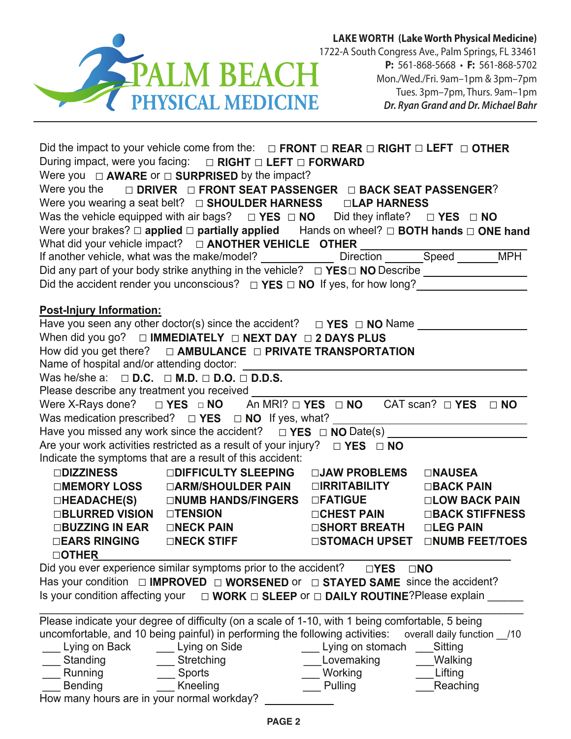# PALM BEACH PHYSICAL MEDICINE

**LAKE WORTH (Lake Worth Physical Medicine)**
1722-A South Congress Ave., Palm Springs, FL 33461
**P:** 561-868-5668 • **F:** 561-868-5702
Mon./Wed./Fri. 9am–1pm & 3pm–7pm
Tues. 3pm–7pm, Thurs. 9am–1pm
*Dr. Ryan Grand and Dr. Michael Bahr*

---

Did the impact to your vehicle come from the: □ **FRONT** □ **REAR** □ **RIGHT** □ **LEFT** □ **OTHER**
During impact, were you facing: □ **RIGHT** □ **LEFT** □ **FORWARD**
Were you □ **AWARE** or □ **SURPRISED** by the impact?
Were you the □ **DRIVER** □ **FRONT SEAT PASSENGER** □ **BACK SEAT PASSENGER**?
Were you wearing a seat belt? □ **SHOULDER HARNESS** □ **LAP HARNESS**
Was the vehicle equipped with air bags? □ **YES** □ **NO** Did they inflate? □ **YES** □ **NO**
Were your brakes? □ **applied** □ **partially applied** Hands on wheel? □ **BOTH hands** □ **ONE hand**
What did your vehicle impact? □ **ANOTHER VEHICLE** **OTHER** ______________________
If another vehicle, what was the make/model? ____________ Direction ______ Speed ______ MPH
Did any part of your body strike anything in the vehicle? □ **YES** □ **NO** Describe ______________
Did the accident render you unconscious? □ **YES** □ **NO** If yes, for how long? ______________

**Post-Injury Information:**

Have you seen any other doctor(s) since the accident? □ **YES** □ **NO** Name ______________
When did you go? □ **IMMEDIATELY** □ **NEXT DAY** □ **2 DAYS PLUS**
How did you get there? □ **AMBULANCE** □ **PRIVATE TRANSPORTATION**
Name of hospital and/or attending doctor: ______________________________
Was he/she a: □ **D.C.** □ **M.D.** □ **D.O.** □ **D.D.S.**
Please describe any treatment you received ______________________________
Were X-Rays done? □ **YES** □ **NO** An MRI? □ **YES** □ **NO** CAT scan? □ **YES** □ **NO**
Was medication prescribed? □ **YES** □ **NO** If yes, what? ______________________
Have you missed any work since the accident? □ **YES** □ **NO** Date(s) ______________
Are your work activities restricted as a result of your injury? □ **YES** □ **NO**
Indicate the symptoms that are a result of this accident:

| | | | |
|---|---|---|---|
| □**DIZZINESS** | □**DIFFICULTY SLEEPING** | □**JAW PROBLEMS** | □**NAUSEA** |
| □**MEMORY LOSS** | □**ARM/SHOULDER PAIN** | □**IRRITABILITY** | □**BACK PAIN** |
| □**HEADACHE(S)** | □**NUMB HANDS/FINGERS** | □**FATIGUE** | □**LOW BACK PAIN** |
| □**BLURRED VISION** | □**TENSION** | □**CHEST PAIN** | □**BACK STIFFNESS** |
| □**BUZZING IN EAR** | □**NECK PAIN** | □**SHORT BREATH** | □**LEG PAIN** |
| □**EARS RINGING** | □**NECK STIFF** | □**STOMACH UPSET** | □**NUMB FEET/TOES** |

□**OTHER** ______________________________

Did you ever experience similar symptoms prior to the accident? □**YES** □**NO**
Has your condition □ **IMPROVED** □ **WORSENED** or □ **STAYED SAME** since the accident?
Is your condition affecting your □ **WORK** □ **SLEEP** or □ **DAILY ROUTINE**? Please explain ______
______________________________________________

Please indicate your degree of difficulty (on a scale of 1-10, with 1 being comfortable, 5 being uncomfortable, and 10 being painful) in performing the following activities: overall daily function __/10

| | | | |
|---|---|---|---|
| ___ Lying on Back | ___ Lying on Side | ___ Lying on stomach | ___ Sitting |
| ___ Standing | ___ Stretching | ___ Lovemaking | ___ Walking |
| ___ Running | ___ Sports | ___ Working | ___ Lifting |
| ___ Bending | ___ Kneeling | ___ Pulling | ___ Reaching |

How many hours are in your normal workday? ___________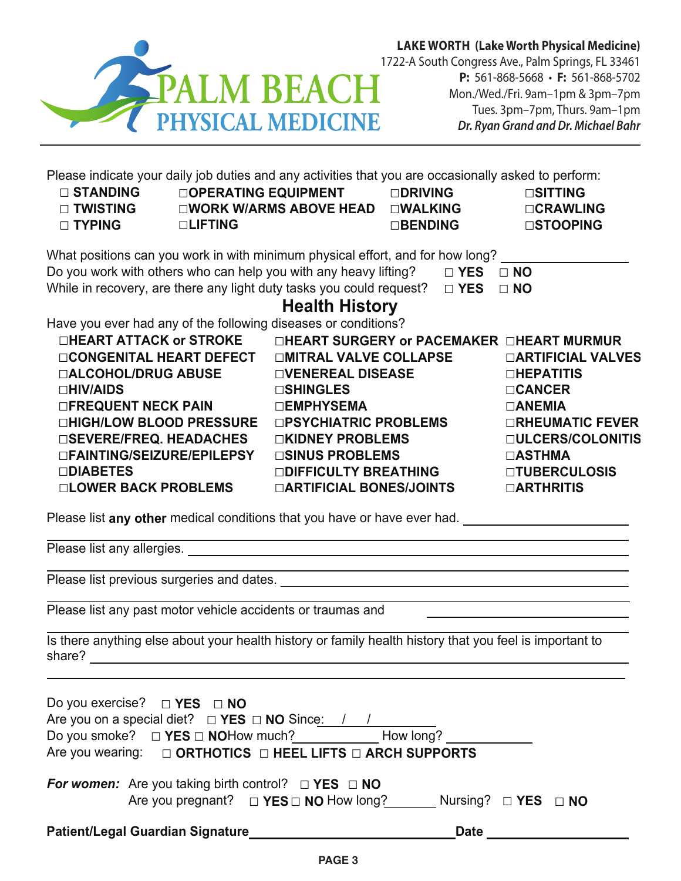**PALM BEACH PHYSICAL MEDICINE**

**LAKE WORTH (Lake Worth Physical Medicine)**
1722-A South Congress Ave., Palm Springs, FL 33461
**P:** 561-868-5668 • **F:** 561-868-5702
Mon./Wed./Fri. 9am–1pm & 3pm–7pm
Tues. 3pm–7pm, Thurs. 9am–1pm
***Dr. Ryan Grand and Dr. Michael Bahr***

---

Please indicate your daily job duties and any activities that you are occasionally asked to perform:

| | | | |
|---|---|---|---|
| ☐ **STANDING** | ☐ **OPERATING EQUIPMENT** | ☐ **DRIVING** | ☐ **SITTING** |
| ☐ **TWISTING** | ☐ **WORK W/ARMS ABOVE HEAD** | ☐ **WALKING** | ☐ **CRAWLING** |
| ☐ **TYPING** | ☐ **LIFTING** | ☐ **BENDING** | ☐ **STOOPING** |

What positions can you work in with minimum physical effort, and for how long? ____________

Do you work with others who can help you with any heavy lifting? ☐ **YES** ☐ **NO**

While in recovery, are there any light duty tasks you could request? ☐ **YES** ☐ **NO**

## Health History

Have you ever had any of the following diseases or conditions?

| | | |
|---|---|---|
| ☐ **HEART ATTACK or STROKE** | ☐ **HEART SURGERY or PACEMAKER** | ☐ **HEART MURMUR** |
| ☐ **CONGENITAL HEART DEFECT** | ☐ **MITRAL VALVE COLLAPSE** | ☐ **ARTIFICIAL VALVES** |
| ☐ **ALCOHOL/DRUG ABUSE** | ☐ **VENEREAL DISEASE** | ☐ **HEPATITIS** |
| ☐ **HIV/AIDS** | ☐ **SHINGLES** | ☐ **CANCER** |
| ☐ **FREQUENT NECK PAIN** | ☐ **EMPHYSEMA** | ☐ **ANEMIA** |
| ☐ **HIGH/LOW BLOOD PRESSURE** | ☐ **PSYCHIATRIC PROBLEMS** | ☐ **RHEUMATIC FEVER** |
| ☐ **SEVERE/FREQ. HEADACHES** | ☐ **KIDNEY PROBLEMS** | ☐ **ULCERS/COLONITIS** |
| ☐ **FAINTING/SEIZURE/EPILEPSY** | ☐ **SINUS PROBLEMS** | ☐ **ASTHMA** |
| ☐ **DIABETES** | ☐ **DIFFICULTY BREATHING** | ☐ **TUBERCULOSIS** |
| ☐ **LOWER BACK PROBLEMS** | ☐ **ARTIFICIAL BONES/JOINTS** | ☐ **ARTHRITIS** |

Please list **any other** medical conditions that you have or have ever had. ____________

Please list any allergies. ____________

Please list previous surgeries and dates. ____________

Please list any past motor vehicle accidents or traumas and ____________

Is there anything else about your health history or family health history that you feel is important to share? ____________

Do you exercise? ☐ **YES** ☐ **NO**

Are you on a special diet? ☐ **YES** ☐ **NO** Since: __/__/____

Do you smoke? ☐ **YES** ☐ **NO** How much? ________ How long? ________

Are you wearing: ☐ **ORTHOTICS** ☐ **HEEL LIFTS** ☐ **ARCH SUPPORTS**

***For women:*** Are you taking birth control? ☐ **YES** ☐ **NO**

Are you pregnant? ☐ **YES** ☐ **NO** How long? ______ Nursing? ☐ **YES** ☐ **NO**

**Patient/Legal Guardian Signature** ____________________ **Date** ____________